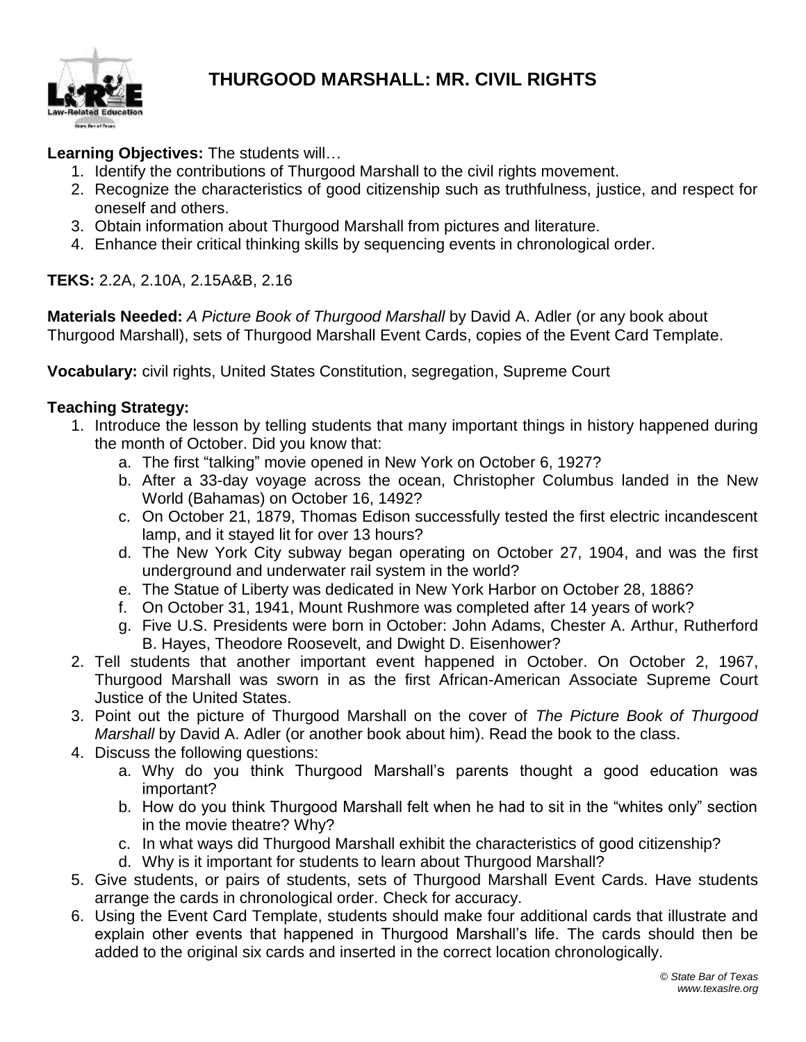# THURGOOD MARSHALL: MR. CIVIL RIGHTS

**Learning Objectives:** The students will…

1. Identify the contributions of Thurgood Marshall to the civil rights movement.
2. Recognize the characteristics of good citizenship such as truthfulness, justice, and respect for oneself and others.
3. Obtain information about Thurgood Marshall from pictures and literature.
4. Enhance their critical thinking skills by sequencing events in chronological order.

**TEKS:** 2.2A, 2.10A, 2.15A&B, 2.16

**Materials Needed:** *A Picture Book of Thurgood Marshall* by David A. Adler (or any book about Thurgood Marshall), sets of Thurgood Marshall Event Cards, copies of the Event Card Template.

**Vocabulary:** civil rights, United States Constitution, segregation, Supreme Court

**Teaching Strategy:**

1. Introduce the lesson by telling students that many important things in history happened during the month of October. Did you know that:
   a. The first "talking" movie opened in New York on October 6, 1927?
   b. After a 33-day voyage across the ocean, Christopher Columbus landed in the New World (Bahamas) on October 16, 1492?
   c. On October 21, 1879, Thomas Edison successfully tested the first electric incandescent lamp, and it stayed lit for over 13 hours?
   d. The New York City subway began operating on October 27, 1904, and was the first underground and underwater rail system in the world?
   e. The Statue of Liberty was dedicated in New York Harbor on October 28, 1886?
   f. On October 31, 1941, Mount Rushmore was completed after 14 years of work?
   g. Five U.S. Presidents were born in October: John Adams, Chester A. Arthur, Rutherford B. Hayes, Theodore Roosevelt, and Dwight D. Eisenhower?
2. Tell students that another important event happened in October. On October 2, 1967, Thurgood Marshall was sworn in as the first African-American Associate Supreme Court Justice of the United States.
3. Point out the picture of Thurgood Marshall on the cover of *The Picture Book of Thurgood Marshall* by David A. Adler (or another book about him). Read the book to the class.
4. Discuss the following questions:
   a. Why do you think Thurgood Marshall's parents thought a good education was important?
   b. How do you think Thurgood Marshall felt when he had to sit in the "whites only" section in the movie theatre? Why?
   c. In what ways did Thurgood Marshall exhibit the characteristics of good citizenship?
   d. Why is it important for students to learn about Thurgood Marshall?
5. Give students, or pairs of students, sets of Thurgood Marshall Event Cards. Have students arrange the cards in chronological order. Check for accuracy.
6. Using the Event Card Template, students should make four additional cards that illustrate and explain other events that happened in Thurgood Marshall's life. The cards should then be added to the original six cards and inserted in the correct location chronologically.

*© State Bar of Texas*
*www.texaslre.org*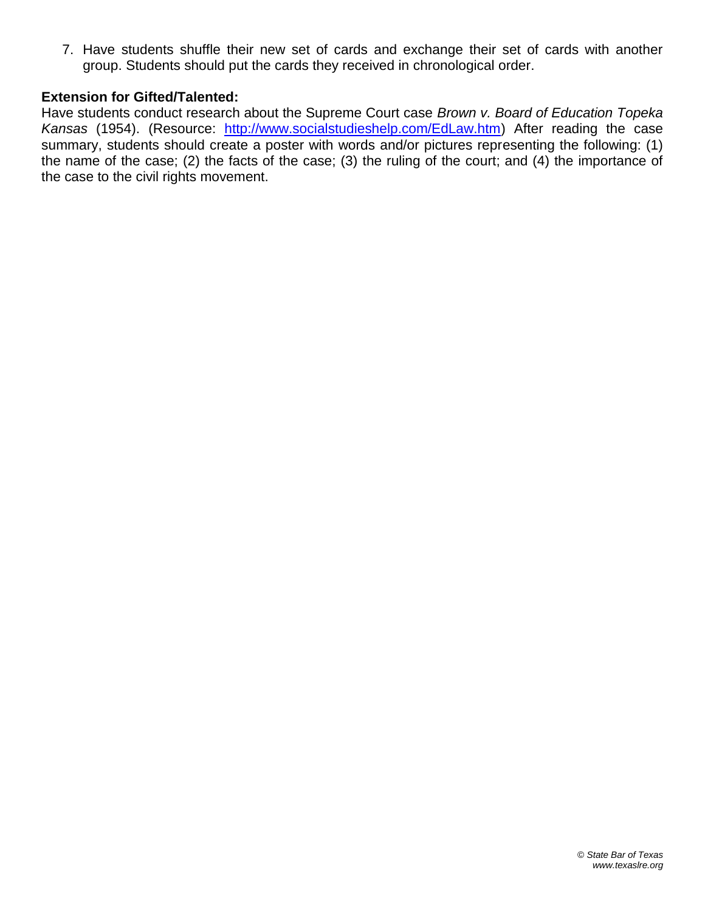7. Have students shuffle their new set of cards and exchange their set of cards with another group. Students should put the cards they received in chronological order.

**Extension for Gifted/Talented:**

Have students conduct research about the Supreme Court case *Brown v. Board of Education Topeka Kansas* (1954). (Resource: [http://www.socialstudieshelp.com/EdLaw.htm](http://www.socialstudieshelp.com/EdLaw.htm)) After reading the case summary, students should create a poster with words and/or pictures representing the following: (1) the name of the case; (2) the facts of the case; (3) the ruling of the court; and (4) the importance of the case to the civil rights movement.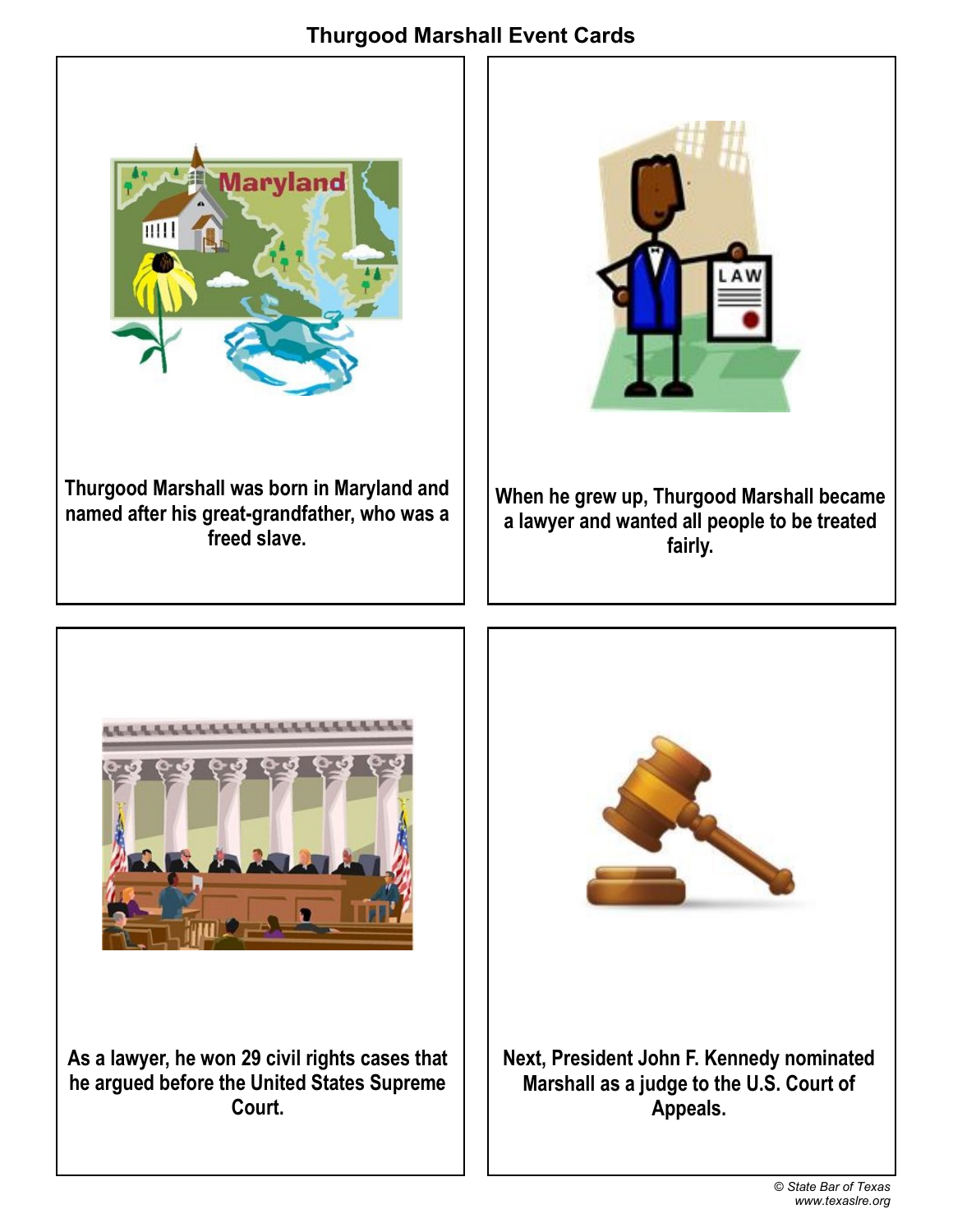# Thurgood Marshall Event Cards

Thurgood Marshall was born in Maryland and named after his great-grandfather, who was a freed slave.

When he grew up, Thurgood Marshall became a lawyer and wanted all people to be treated fairly.

As a lawyer, he won 29 civil rights cases that he argued before the United States Supreme Court.

Next, President John F. Kennedy nominated Marshall as a judge to the U.S. Court of Appeals.

*© State Bar of Texas*
*www.texaslre.org*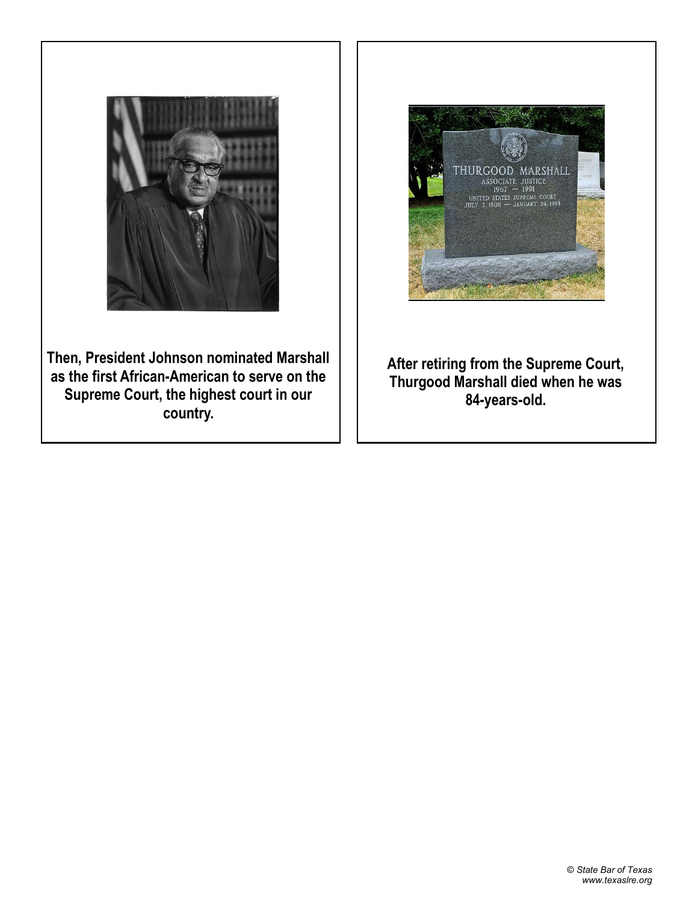**Then, President Johnson nominated Marshall as the first African-American to serve on the Supreme Court, the highest court in our country.**

**After retiring from the Supreme Court, Thurgood Marshall died when he was 84-years-old.**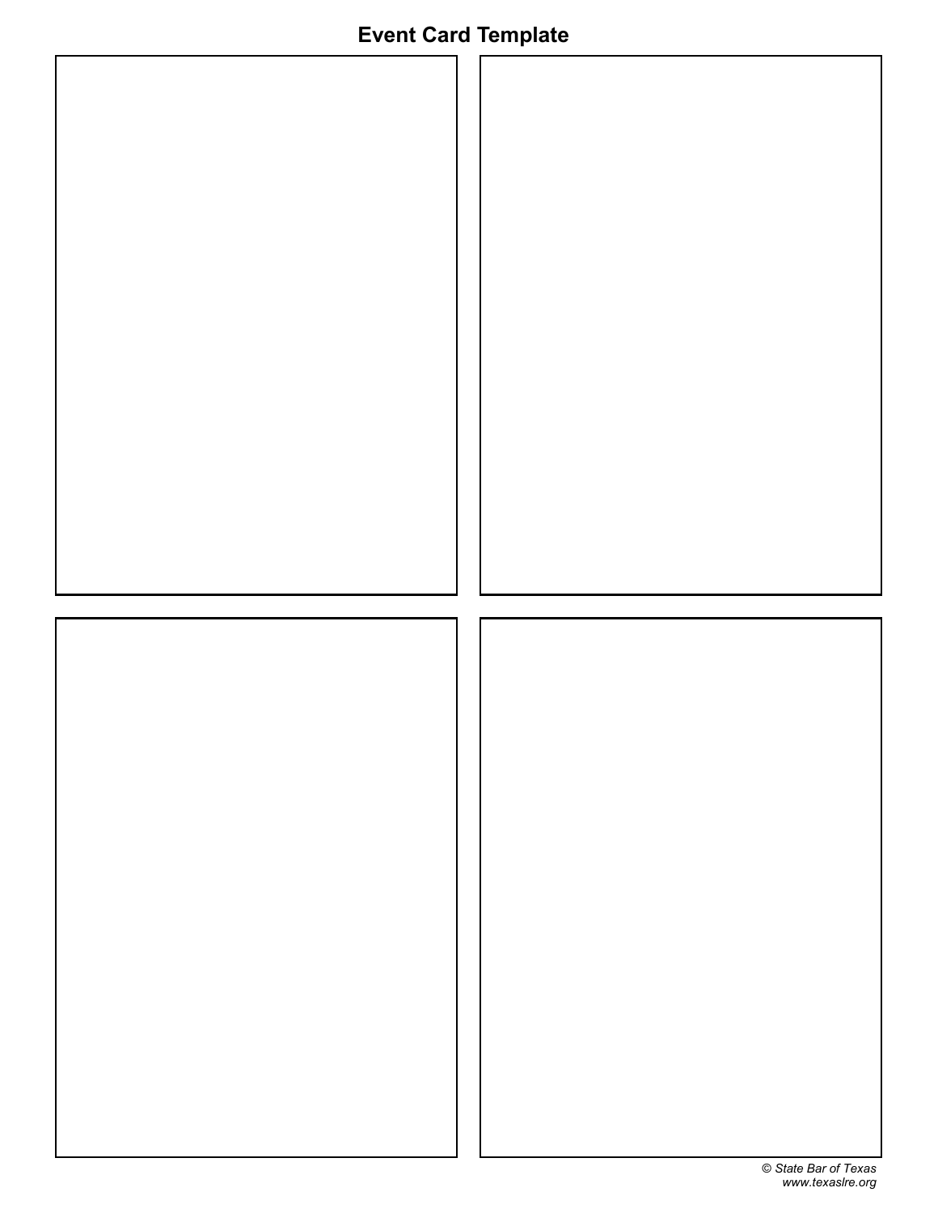# Event Card Template

*© State Bar of Texas*
*www.texaslre.org*